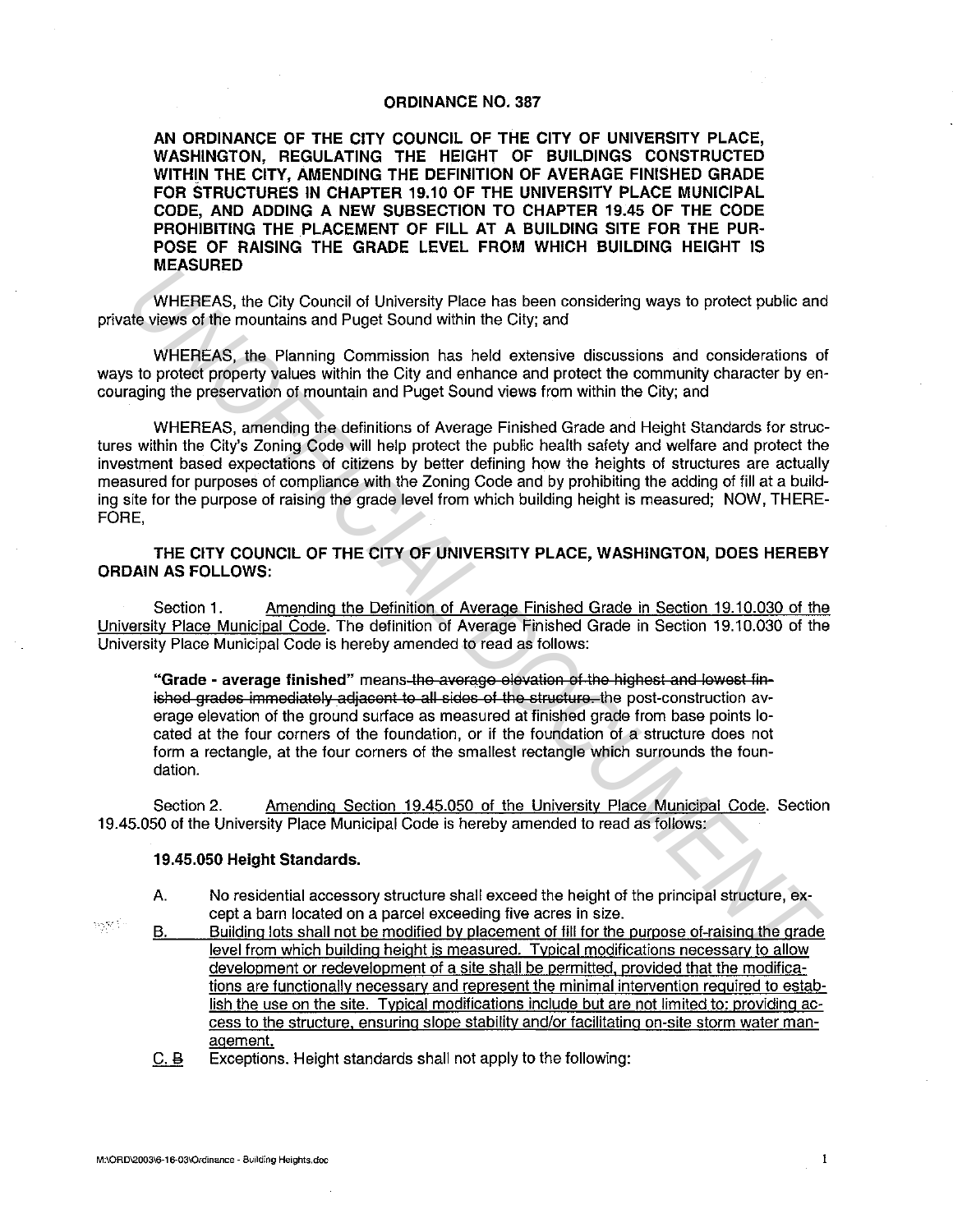# ORDINANCE NO. 387

**AN ORDINANCE OF THE CITY COUNCIL OF THE CITY OF UNIVERSITY PLACE, WASHINGTON, REGULATING THE HEIGHT OF BUILDINGS CONSTRUCTED WITHIN THE CITY, AMENDING THE DEFINITION OF AVERAGE FINISHED GRADE FOR STRUCTURES IN CHAPTER 19.10 OF THE UNIVERSITY PLACE MUNICIPAL CODE, AND ADDING A NEW SUBSECTION TO CHAPTER 19.45 OF THE CODE PROHIBITING THE PLACEMENT OF FILL AT A BUILDING SITE FOR THE PURPOSE OF RAISING THE GRADE LEVEL FROM WHICH BUILDING HEIGHT IS MEASURED**

WHEREAS, the City Council of University Place has been considering ways to protect public and private views of the mountains and Puget Sound within the City; and

WHEREAS, the Planning Commission has held extensive discussions and considerations of ways to protect property values within the City and enhance and protect the community character by encouraging the preservation of mountain and Puget Sound views from within the City; and

WHEREAS, amending the definitions of Average Finished Grade and Height Standards for structures within the City's Zoning Code will help protect the public health safety and welfare and protect the investment based expectations of citizens by better defining how the heights of structures are actually measured for purposes of compliance with the Zoning Code and by prohibiting the adding of fill at a building site for the purpose of raising the grade level from which building height is measured; NOW, THEREFORE,

**THE CITY COUNCIL OF THE CITY OF UNIVERSITY PLACE, WASHINGTON, DOES HEREBY ORDAIN AS FOLLOWS:**

Section 1. Amending the Definition of Average Finished Grade in Section 19.10.030 of the University Place Municipal Code. The definition of Average Finished Grade in Section 19.10.030 of the University Place Municipal Code is hereby amended to read as follows:

> **"Grade - average finished"** means ~~the average elevation of the highest and lowest finished grades immediately adjacent to all sides of the structure.~~ the post-construction average elevation of the ground surface as measured at finished grade from base points located at the four corners of the foundation, or if the foundation of a structure does not form a rectangle, at the four corners of the smallest rectangle which surrounds the foundation.

Section 2. Amending Section 19.45.050 of the University Place Municipal Code. Section 19.45.050 of the University Place Municipal Code is hereby amended to read as follows:

**19.45.050 Height Standards.**

A. No residential accessory structure shall exceed the height of the principal structure, except a barn located on a parcel exceeding five acres in size.

B. Building lots shall not be modified by placement of fill for the purpose of raising the grade level from which building height is measured. Typical modifications necessary to allow development or redevelopment of a site shall be permitted, provided that the modifications are functionally necessary and represent the minimal intervention required to establish the use on the site. Typical modifications include but are not limited to: providing access to the structure, ensuring slope stability and/or facilitating on-site storm water management.

C. ~~B~~ Exceptions. Height standards shall not apply to the following: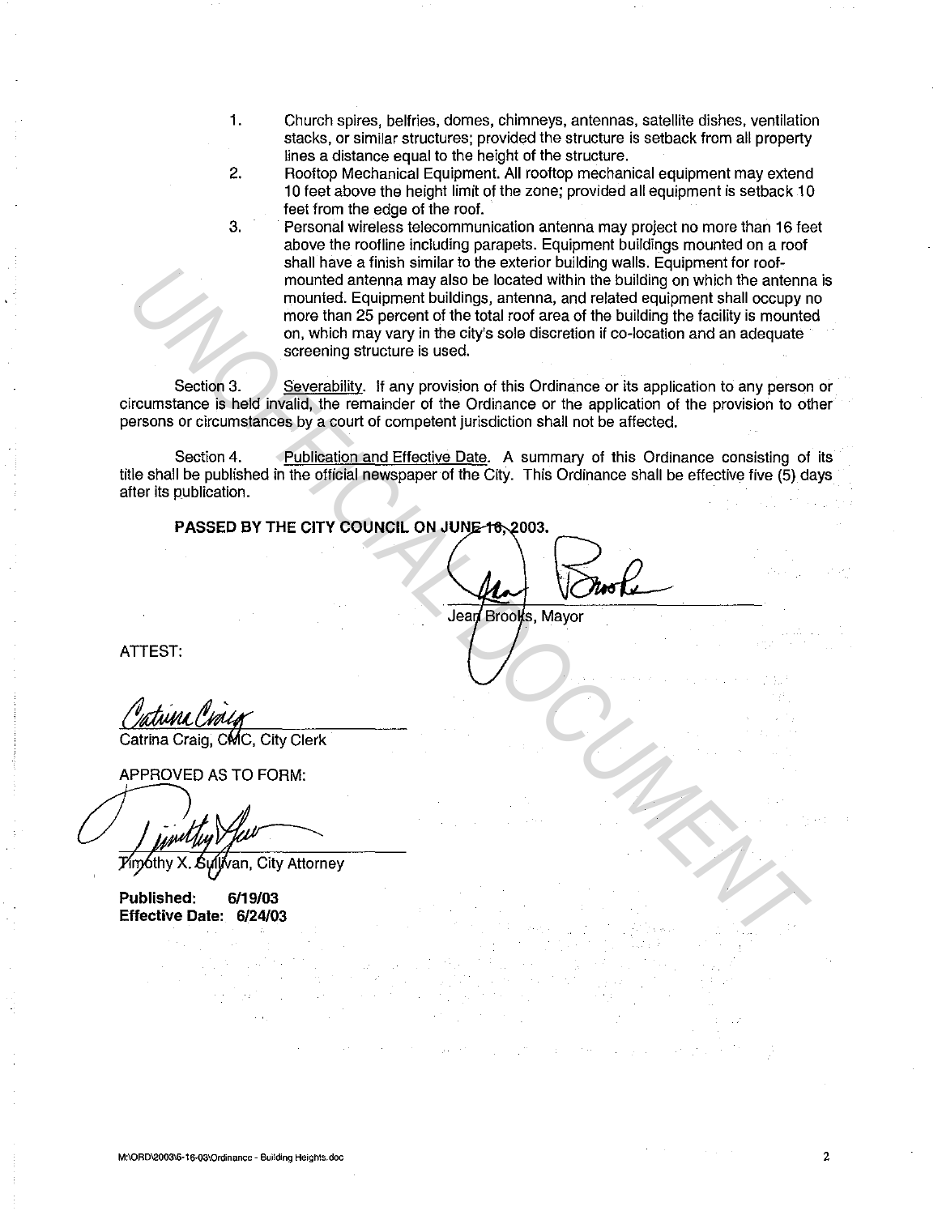1. Church spires, belfries, domes, chimneys, antennas, satellite dishes, ventilation stacks, or similar structures; provided the structure is setback from all property lines a distance equal to the height of the structure.
2. Rooftop Mechanical Equipment. All rooftop mechanical equipment may extend 10 feet above the height limit of the zone; provided all equipment is setback 10 feet from the edge of the roof.
3. Personal wireless telecommunication antenna may project no more than 16 feet above the roofline including parapets. Equipment buildings mounted on a roof shall have a finish similar to the exterior building walls. Equipment for roof-mounted antenna may also be located within the building on which the antenna is mounted. Equipment buildings, antenna, and related equipment shall occupy no more than 25 percent of the total roof area of the building the facility is mounted on, which may vary in the city's sole discretion if co-location and an adequate screening structure is used.

Section 3. Severability. If any provision of this Ordinance or its application to any person or circumstance is held invalid, the remainder of the Ordinance or the application of the provision to other persons or circumstances by a court of competent jurisdiction shall not be affected.

Section 4. Publication and Effective Date. A summary of this Ordinance consisting of its title shall be published in the official newspaper of the City. This Ordinance shall be effective five (5) days after its publication.

**PASSED BY THE CITY COUNCIL ON JUNE 16, 2003.**

Jean Brooks, Mayor

ATTEST:

Catrina Craig, CMC, City Clerk

APPROVED AS TO FORM:

Timothy X. Sullivan, City Attorney

**Published: 6/19/03**
**Effective Date: 6/24/03**

M:\ORD\2003\6-16-03\Ordinance - Building Heights.doc